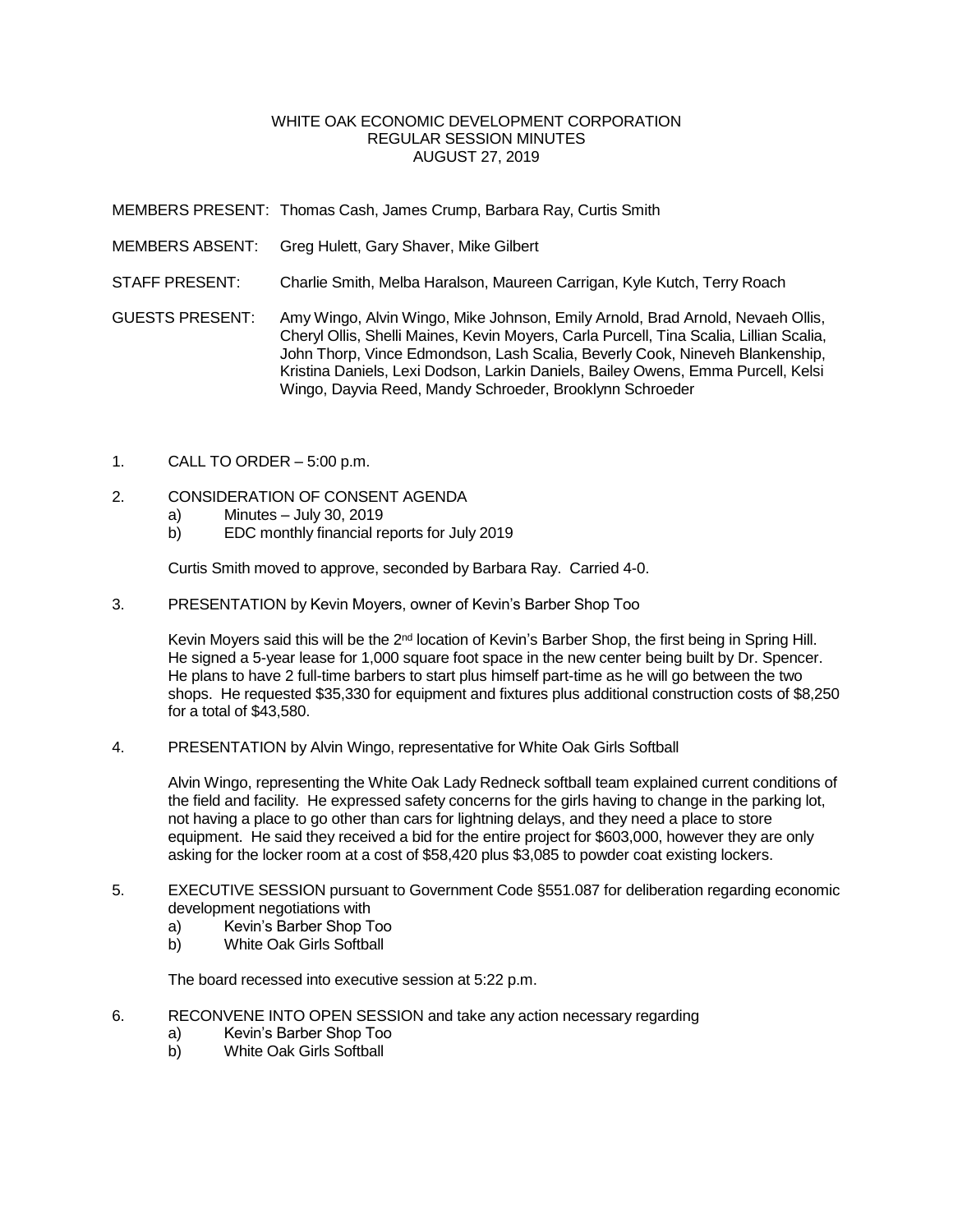WHITE OAK ECONOMIC DEVELOPMENT CORPORATION
REGULAR SESSION MINUTES
AUGUST 27, 2019

MEMBERS PRESENT: Thomas Cash, James Crump, Barbara Ray, Curtis Smith

MEMBERS ABSENT: Greg Hulett, Gary Shaver, Mike Gilbert

STAFF PRESENT: Charlie Smith, Melba Haralson, Maureen Carrigan, Kyle Kutch, Terry Roach

GUESTS PRESENT: Amy Wingo, Alvin Wingo, Mike Johnson, Emily Arnold, Brad Arnold, Nevaeh Ollis, Cheryl Ollis, Shelli Maines, Kevin Moyers, Carla Purcell, Tina Scalia, Lillian Scalia, John Thorp, Vince Edmondson, Lash Scalia, Beverly Cook, Nineveh Blankenship, Kristina Daniels, Lexi Dodson, Larkin Daniels, Bailey Owens, Emma Purcell, Kelsi Wingo, Dayvia Reed, Mandy Schroeder, Brooklynn Schroeder

1. CALL TO ORDER – 5:00 p.m.

2. CONSIDERATION OF CONSENT AGENDA
   a) Minutes – July 30, 2019
   b) EDC monthly financial reports for July 2019

   Curtis Smith moved to approve, seconded by Barbara Ray. Carried 4-0.

3. PRESENTATION by Kevin Moyers, owner of Kevin's Barber Shop Too

   Kevin Moyers said this will be the 2nd location of Kevin's Barber Shop, the first being in Spring Hill. He signed a 5-year lease for 1,000 square foot space in the new center being built by Dr. Spencer. He plans to have 2 full-time barbers to start plus himself part-time as he will go between the two shops. He requested $35,330 for equipment and fixtures plus additional construction costs of $8,250 for a total of $43,580.

4. PRESENTATION by Alvin Wingo, representative for White Oak Girls Softball

   Alvin Wingo, representing the White Oak Lady Redneck softball team explained current conditions of the field and facility. He expressed safety concerns for the girls having to change in the parking lot, not having a place to go other than cars for lightning delays, and they need a place to store equipment. He said they received a bid for the entire project for $603,000, however they are only asking for the locker room at a cost of $58,420 plus $3,085 to powder coat existing lockers.

5. EXECUTIVE SESSION pursuant to Government Code §551.087 for deliberation regarding economic development negotiations with
   a) Kevin's Barber Shop Too
   b) White Oak Girls Softball

   The board recessed into executive session at 5:22 p.m.

6. RECONVENE INTO OPEN SESSION and take any action necessary regarding
   a) Kevin's Barber Shop Too
   b) White Oak Girls Softball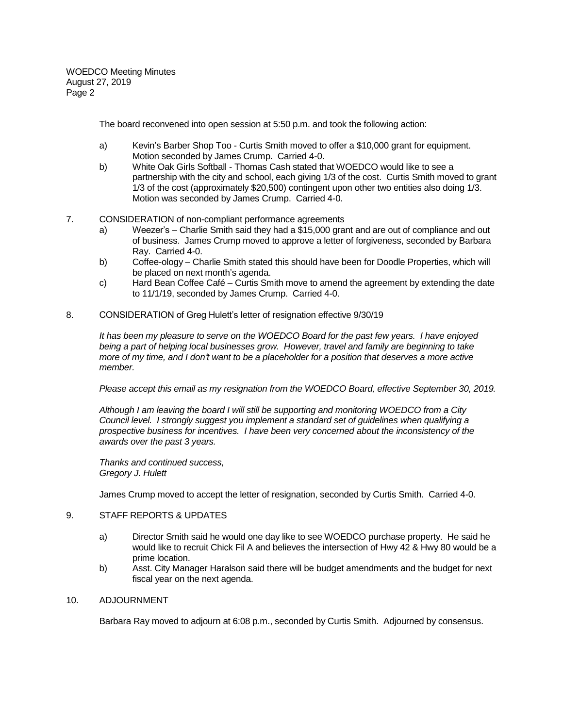The board reconvened into open session at 5:50 p.m. and took the following action:

a) Kevin's Barber Shop Too - Curtis Smith moved to offer a $10,000 grant for equipment. Motion seconded by James Crump. Carried 4-0.

b) White Oak Girls Softball - Thomas Cash stated that WOEDCO would like to see a partnership with the city and school, each giving 1/3 of the cost. Curtis Smith moved to grant 1/3 of the cost (approximately $20,500) contingent upon other two entities also doing 1/3. Motion was seconded by James Crump. Carried 4-0.

7. CONSIDERATION of non-compliant performance agreements

   a) Weezer's – Charlie Smith said they had a $15,000 grant and are out of compliance and out of business. James Crump moved to approve a letter of forgiveness, seconded by Barbara Ray. Carried 4-0.

   b) Coffee-ology – Charlie Smith stated this should have been for Doodle Properties, which will be placed on next month's agenda.

   c) Hard Bean Coffee Café – Curtis Smith move to amend the agreement by extending the date to 11/1/19, seconded by James Crump. Carried 4-0.

8. CONSIDERATION of Greg Hulett's letter of resignation effective 9/30/19

   *It has been my pleasure to serve on the WOEDCO Board for the past few years. I have enjoyed being a part of helping local businesses grow. However, travel and family are beginning to take more of my time, and I don't want to be a placeholder for a position that deserves a more active member.*

   *Please accept this email as my resignation from the WOEDCO Board, effective September 30, 2019.*

   *Although I am leaving the board I will still be supporting and monitoring WOEDCO from a City Council level. I strongly suggest you implement a standard set of guidelines when qualifying a prospective business for incentives. I have been very concerned about the inconsistency of the awards over the past 3 years.*

   *Thanks and continued success,*
   *Gregory J. Hulett*

   James Crump moved to accept the letter of resignation, seconded by Curtis Smith. Carried 4-0.

9. STAFF REPORTS & UPDATES

   a) Director Smith said he would one day like to see WOEDCO purchase property. He said he would like to recruit Chick Fil A and believes the intersection of Hwy 42 & Hwy 80 would be a prime location.

   b) Asst. City Manager Haralson said there will be budget amendments and the budget for next fiscal year on the next agenda.

10. ADJOURNMENT

   Barbara Ray moved to adjourn at 6:08 p.m., seconded by Curtis Smith. Adjourned by consensus.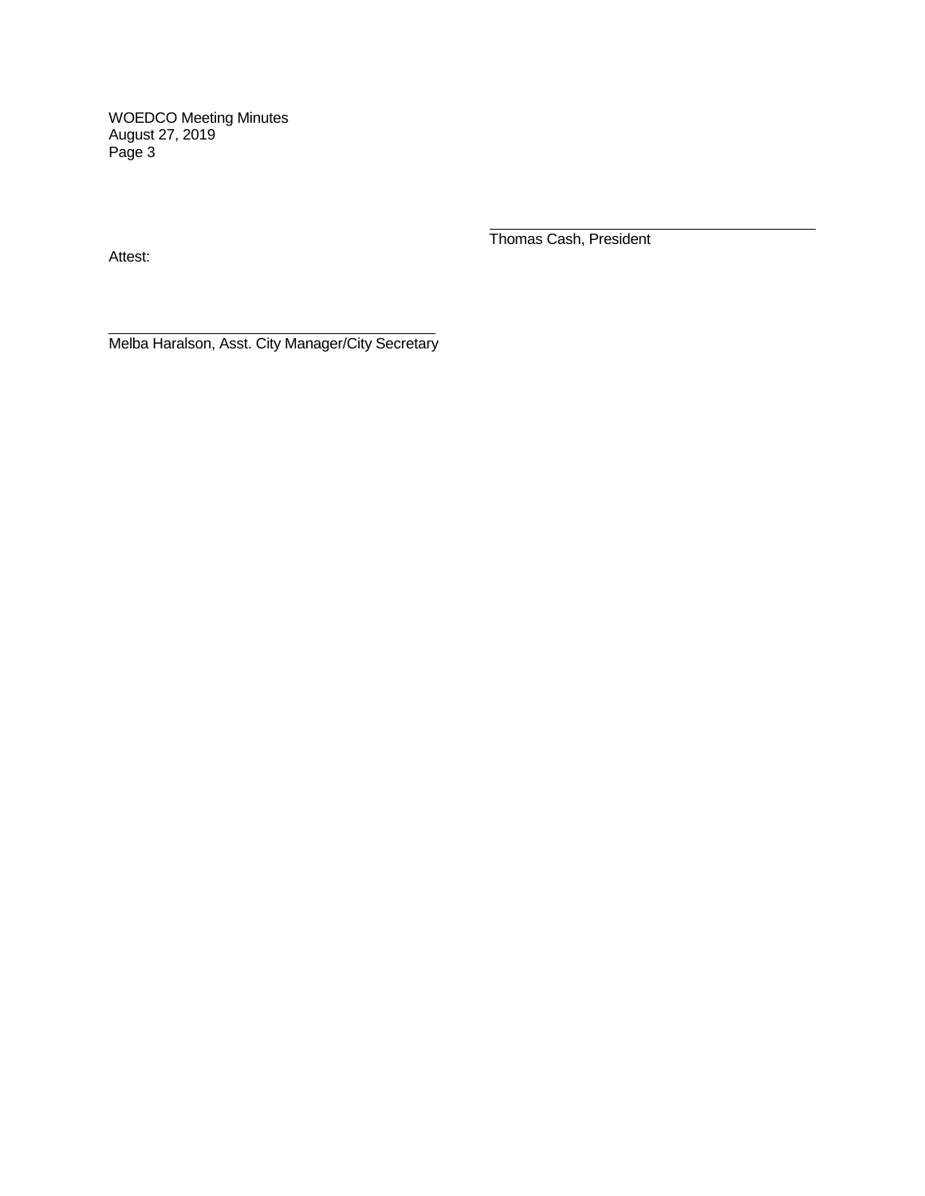\_\_\_\_\_\_\_\_\_\_\_\_\_\_\_\_\_\_\_\_\_\_\_\_\_\_\_\_\_\_\_\_\_\_\_\_\_\_\_\_
Thomas Cash, President

Attest:

\_\_\_\_\_\_\_\_\_\_\_\_\_\_\_\_\_\_\_\_\_\_\_\_\_\_\_\_\_\_\_\_\_\_\_\_\_\_\_\_
Melba Haralson, Asst. City Manager/City Secretary